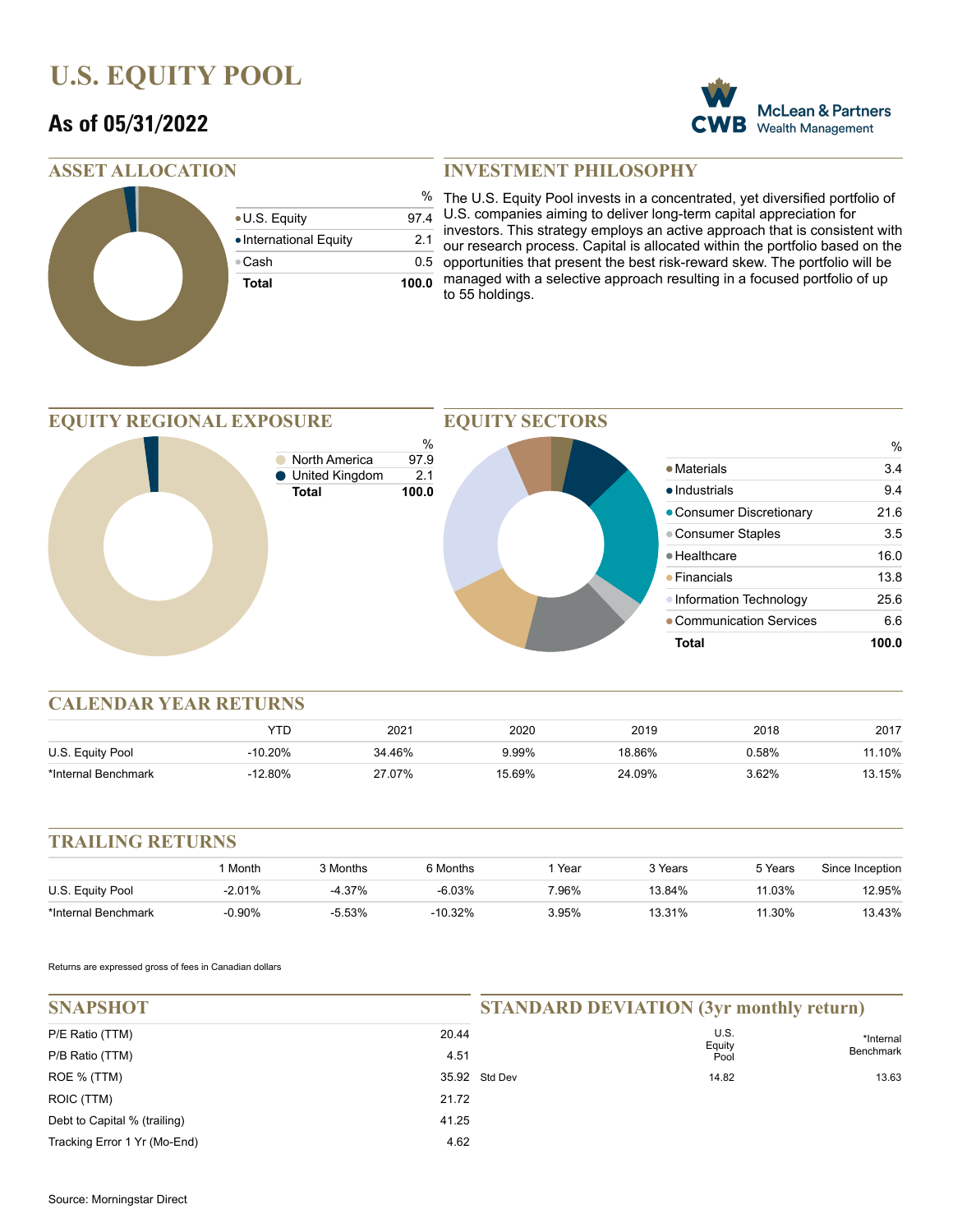# U.S. EQUITY POOL

## As of 05/31/2022

McLean & Partners Wealth Management

## ASSET ALLOCATION

| | % |
|---|---|
| U.S. Equity | 97.4 |
| International Equity | 2.1 |
| Cash | 0.5 |
| **Total** | **100.0** |

## INVESTMENT PHILOSOPHY

The U.S. Equity Pool invests in a concentrated, yet diversified portfolio of U.S. companies aiming to deliver long-term capital appreciation for investors. This strategy employs an active approach that is consistent with our research process. Capital is allocated within the portfolio based on the opportunities that present the best risk-reward skew. The portfolio will be managed with a selective approach resulting in a focused portfolio of up to 55 holdings.

## EQUITY REGIONAL EXPOSURE

| | % |
|---|---|
| North America | 97.9 |
| United Kingdom | 2.1 |
| **Total** | **100.0** |

## EQUITY SECTORS

| | % |
|---|---|
| Materials | 3.4 |
| Industrials | 9.4 |
| Consumer Discretionary | 21.6 |
| Consumer Staples | 3.5 |
| Healthcare | 16.0 |
| Financials | 13.8 |
| Information Technology | 25.6 |
| Communication Services | 6.6 |
| **Total** | **100.0** |

## CALENDAR YEAR RETURNS

| | YTD | 2021 | 2020 | 2019 | 2018 | 2017 |
|---|---|---|---|---|---|---|
| U.S. Equity Pool | -10.20% | 34.46% | 9.99% | 18.86% | 0.58% | 11.10% |
| *Internal Benchmark | -12.80% | 27.07% | 15.69% | 24.09% | 3.62% | 13.15% |

## TRAILING RETURNS

| | 1 Month | 3 Months | 6 Months | 1 Year | 3 Years | 5 Years | Since Inception |
|---|---|---|---|---|---|---|---|
| U.S. Equity Pool | -2.01% | -4.37% | -6.03% | 7.96% | 13.84% | 11.03% | 12.95% |
| *Internal Benchmark | -0.90% | -5.53% | -10.32% | 3.95% | 13.31% | 11.30% | 13.43% |

Returns are expressed gross of fees in Canadian dollars

## SNAPSHOT

| | |
|---|---|
| P/E Ratio (TTM) | 20.44 |
| P/B Ratio (TTM) | 4.51 |
| ROE % (TTM) | 35.92 |
| ROIC (TTM) | 21.72 |
| Debt to Capital % (trailing) | 41.25 |
| Tracking Error 1 Yr (Mo-End) | 4.62 |

## STANDARD DEVIATION (3yr monthly return)

| | U.S. Equity Pool | *Internal Benchmark |
|---|---|---|
| Std Dev | 14.82 | 13.63 |

Source: Morningstar Direct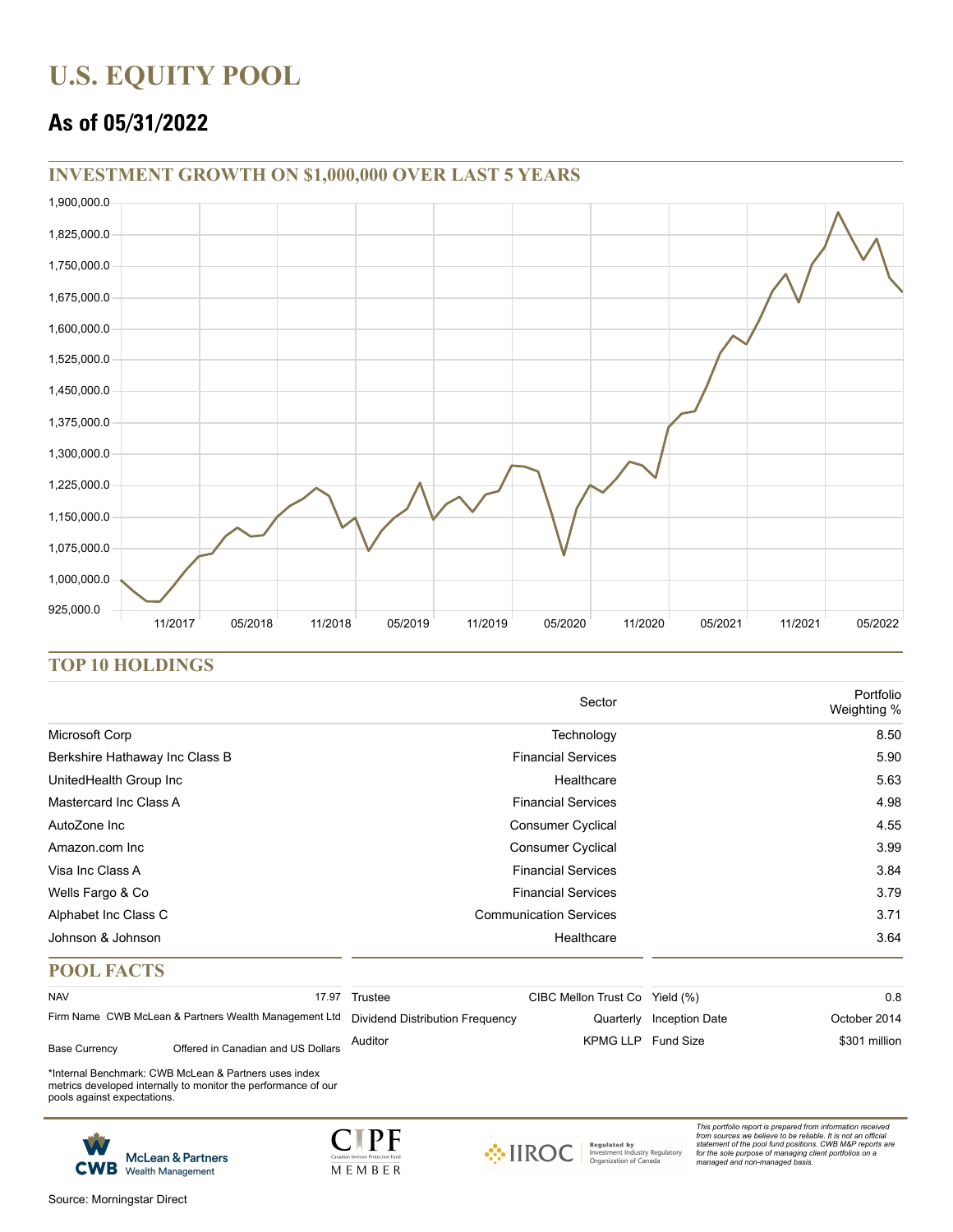# U.S. EQUITY POOL

## As of 05/31/2022

## INVESTMENT GROWTH ON $1,000,000 OVER LAST 5 YEARS

1,900,000.0
1,825,000.0
1,750,000.0
1,675,000.0
1,600,000.0
1,525,000.0
1,450,000.0
1,375,000.0
1,300,000.0
1,225,000.0
1,150,000.0
1,075,000.0
1,000,000.0
925,000.0

11/2017 05/2018 11/2018 05/2019 11/2019 05/2020 11/2020 05/2021 11/2021 05/2022

## TOP 10 HOLDINGS

| | Sector | Portfolio Weighting % |
|---|---|---|
| Microsoft Corp | Technology | 8.50 |
| Berkshire Hathaway Inc Class B | Financial Services | 5.90 |
| UnitedHealth Group Inc | Healthcare | 5.63 |
| Mastercard Inc Class A | Financial Services | 4.98 |
| AutoZone Inc | Consumer Cyclical | 4.55 |
| Amazon.com Inc | Consumer Cyclical | 3.99 |
| Visa Inc Class A | Financial Services | 3.84 |
| Wells Fargo & Co | Financial Services | 3.79 |
| Alphabet Inc Class C | Communication Services | 3.71 |
| Johnson & Johnson | Healthcare | 3.64 |

## POOL FACTS

| | | | | | |
|---|---|---|---|---|---|
| NAV | 17.97 | Trustee | CIBC Mellon Trust Co | Yield (%) | 0.8 |
| Firm Name | CWB McLean & Partners Wealth Management Ltd | Dividend Distribution Frequency | Quarterly | Inception Date | October 2014 |
| Base Currency | Offered in Canadian and US Dollars | Auditor | KPMG LLP | Fund Size | $301 million |

*Internal Benchmark: CWB McLean & Partners uses index metrics developed internally to monitor the performance of our pools against expectations.

CWB McLean & Partners Wealth Management

CIPF Canadian Investor Protection Fund MEMBER

IIROC Regulated by Investment Industry Regulatory Organization of Canada

*This portfolio report is prepared from information received from sources we believe to be reliable. It is not an official statement of the pool fund positions. CWB M&P reports are for the sole purpose of managing client portfolios on a managed and non-managed basis.*

Source: Morningstar Direct